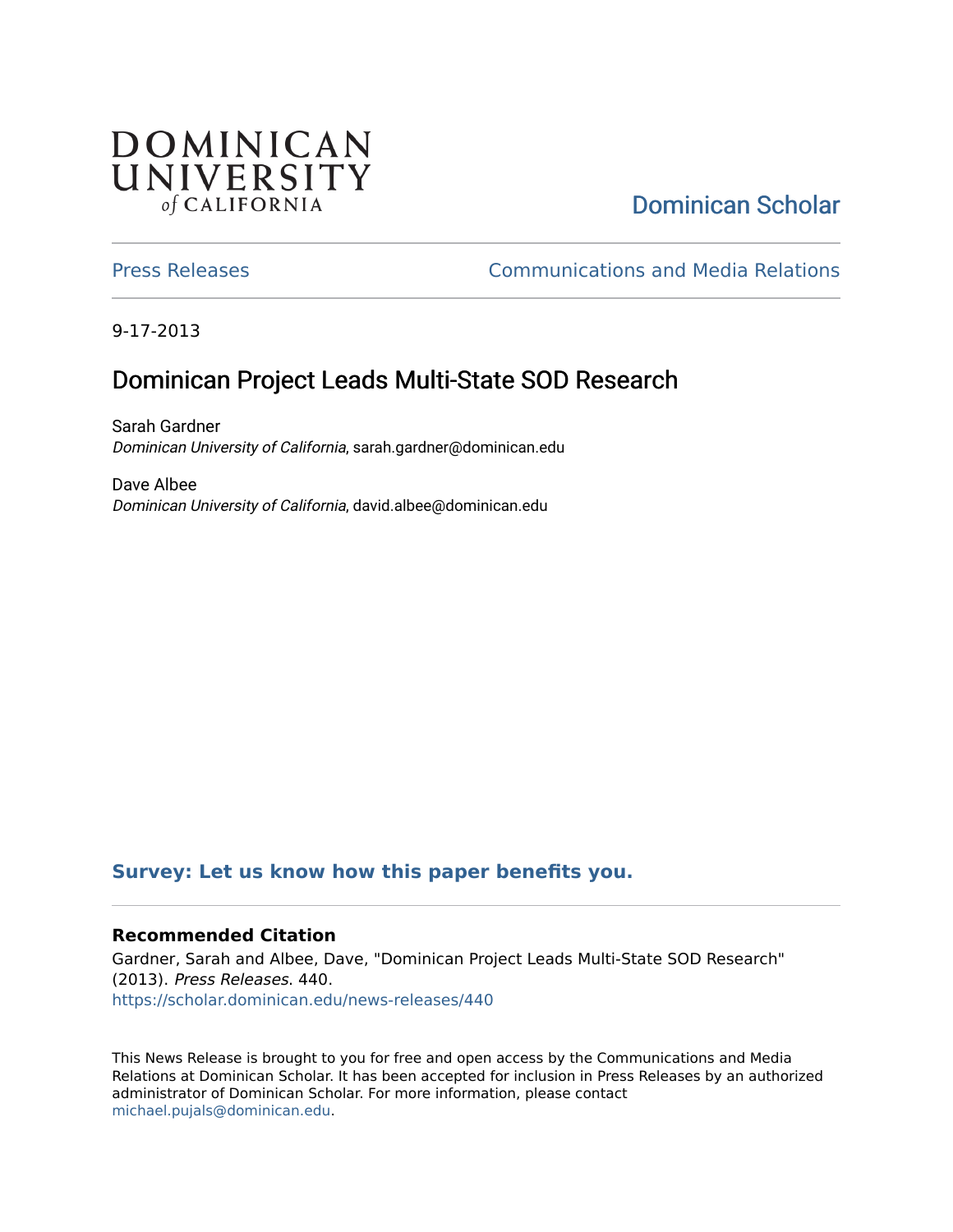DOMINICAN UNIVERSITY of CALIFORNIA

Dominican Scholar

Press Releases

Communications and Media Relations

9-17-2013

# Dominican Project Leads Multi-State SOD Research

Sarah Gardner
*Dominican University of California*, sarah.gardner@dominican.edu

Dave Albee
*Dominican University of California*, david.albee@dominican.edu

**Survey: Let us know how this paper benefits you.**

### Recommended Citation

Gardner, Sarah and Albee, Dave, "Dominican Project Leads Multi-State SOD Research" (2013). *Press Releases*. 440.
https://scholar.dominican.edu/news-releases/440

This News Release is brought to you for free and open access by the Communications and Media Relations at Dominican Scholar. It has been accepted for inclusion in Press Releases by an authorized administrator of Dominican Scholar. For more information, please contact michael.pujals@dominican.edu.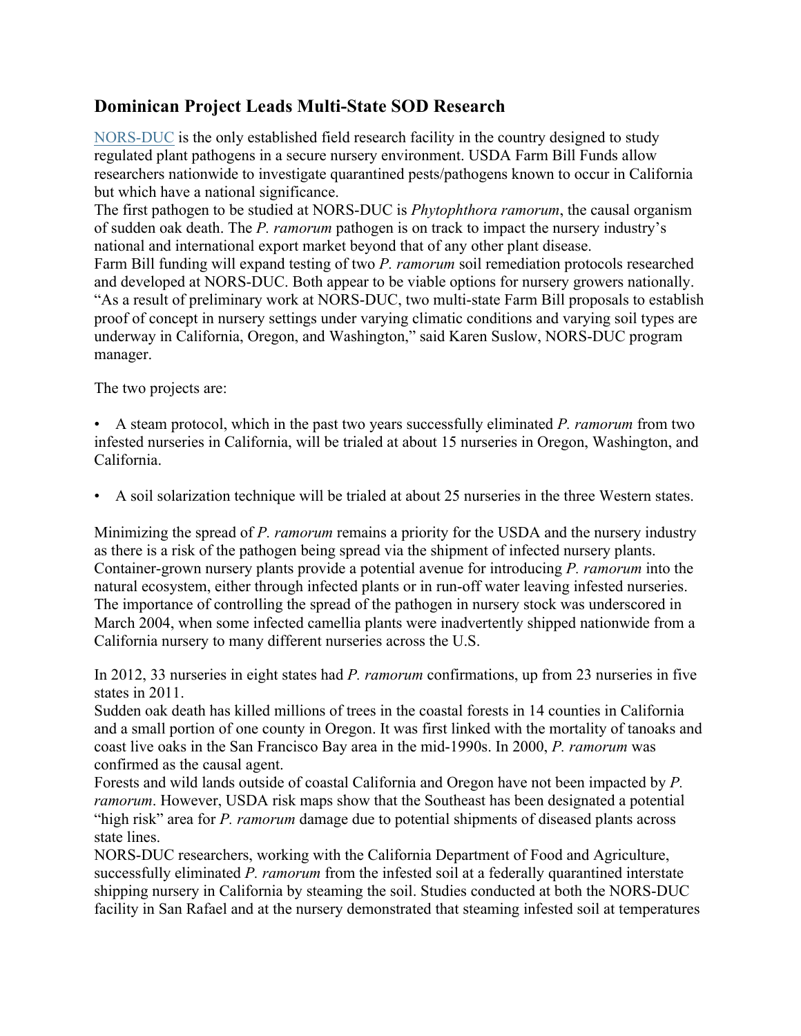## Dominican Project Leads Multi-State SOD Research

NORS-DUC is the only established field research facility in the country designed to study regulated plant pathogens in a secure nursery environment. USDA Farm Bill Funds allow researchers nationwide to investigate quarantined pests/pathogens known to occur in California but which have a national significance.

The first pathogen to be studied at NORS-DUC is *Phytophthora ramorum*, the causal organism of sudden oak death. The *P. ramorum* pathogen is on track to impact the nursery industry's national and international export market beyond that of any other plant disease.

Farm Bill funding will expand testing of two *P. ramorum* soil remediation protocols researched and developed at NORS-DUC. Both appear to be viable options for nursery growers nationally. "As a result of preliminary work at NORS-DUC, two multi-state Farm Bill proposals to establish proof of concept in nursery settings under varying climatic conditions and varying soil types are underway in California, Oregon, and Washington," said Karen Suslow, NORS-DUC program manager.

The two projects are:

- A steam protocol, which in the past two years successfully eliminated *P. ramorum* from two infested nurseries in California, will be trialed at about 15 nurseries in Oregon, Washington, and California.
- A soil solarization technique will be trialed at about 25 nurseries in the three Western states.

Minimizing the spread of *P. ramorum* remains a priority for the USDA and the nursery industry as there is a risk of the pathogen being spread via the shipment of infected nursery plants. Container-grown nursery plants provide a potential avenue for introducing *P. ramorum* into the natural ecosystem, either through infected plants or in run-off water leaving infested nurseries. The importance of controlling the spread of the pathogen in nursery stock was underscored in March 2004, when some infected camellia plants were inadvertently shipped nationwide from a California nursery to many different nurseries across the U.S.

In 2012, 33 nurseries in eight states had *P. ramorum* confirmations, up from 23 nurseries in five states in 2011.

Sudden oak death has killed millions of trees in the coastal forests in 14 counties in California and a small portion of one county in Oregon. It was first linked with the mortality of tanoaks and coast live oaks in the San Francisco Bay area in the mid-1990s. In 2000, *P. ramorum* was confirmed as the causal agent.

Forests and wild lands outside of coastal California and Oregon have not been impacted by *P. ramorum*. However, USDA risk maps show that the Southeast has been designated a potential "high risk" area for *P. ramorum* damage due to potential shipments of diseased plants across state lines.

NORS-DUC researchers, working with the California Department of Food and Agriculture, successfully eliminated *P. ramorum* from the infested soil at a federally quarantined interstate shipping nursery in California by steaming the soil. Studies conducted at both the NORS-DUC facility in San Rafael and at the nursery demonstrated that steaming infested soil at temperatures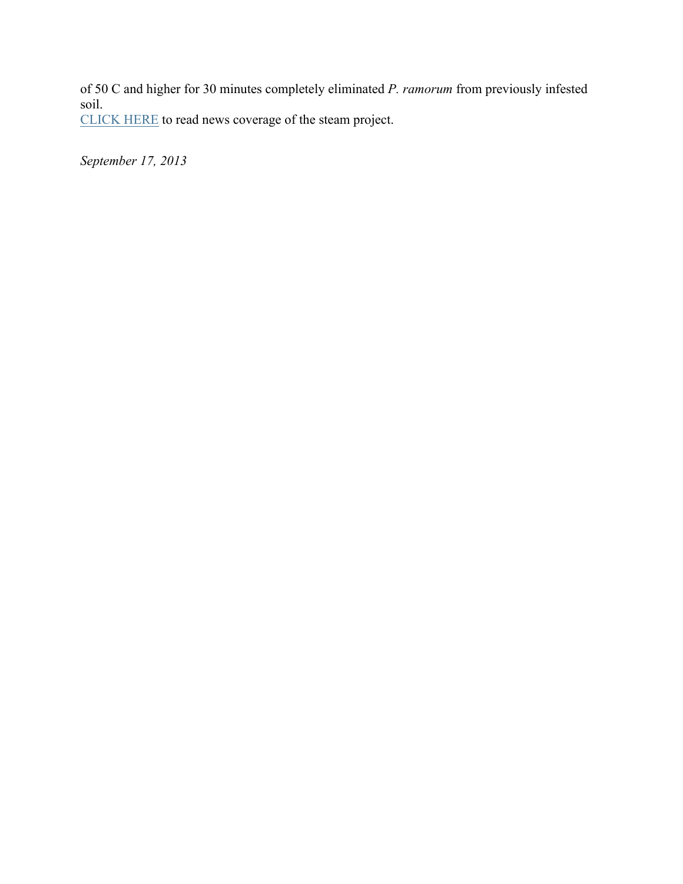of 50 C and higher for 30 minutes completely eliminated *P. ramorum* from previously infested soil.

CLICK HERE to read news coverage of the steam project.

*September 17, 2013*